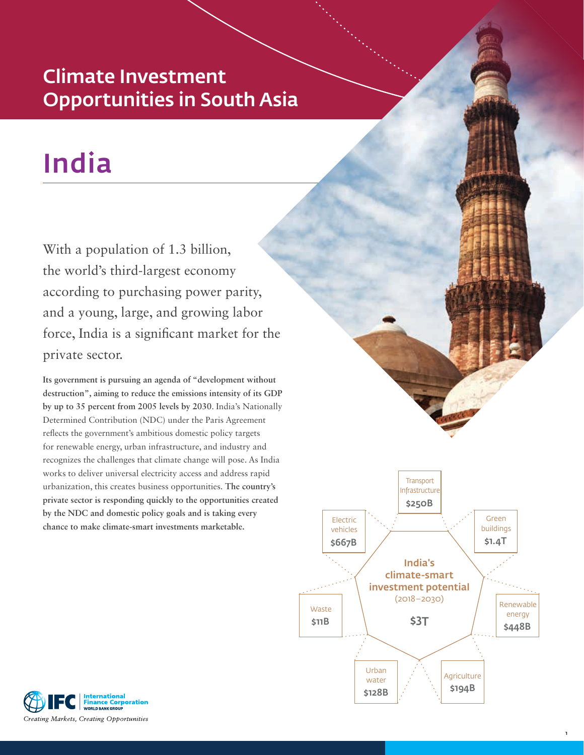# Climate Investment Opportunities in South Asia

# India

With a population of 1.3 billion, the world's third-largest economy according to purchasing power parity, and a young, large, and growing labor force, India is a significant market for the private sector.

**Its government is pursuing an agenda of "development without destruction", aiming to reduce the emissions intensity of its GDP by up to 35 percent from 2005 levels by 2030.** India's Nationally Determined Contribution (NDC) under the Paris Agreement reflects the government's ambitious domestic policy targets for renewable energy, urban infrastructure, and industry and recognizes the challenges that climate change will pose. As India works to deliver universal electricity access and address rapid urbanization, this creates business opportunities. **The country's private sector is responding quickly to the opportunities created by the NDC and domestic policy goals and is taking every chance to make climate-smart investments marketable.**

**India's climate-smart investment potential (2018–2030): $3T**

| Sector | Investment potential |
| --- | --- |
| Transport Infrastructure | $250B |
| Green buildings | $1.4T |
| Renewable energy | $448B |
| Agriculture | $194B |
| Urban water | $128B |
| Waste | $11B |
| Electric vehicles | $667B |

International Finance Corporation, World Bank Group

*Creating Markets, Creating Opportunities*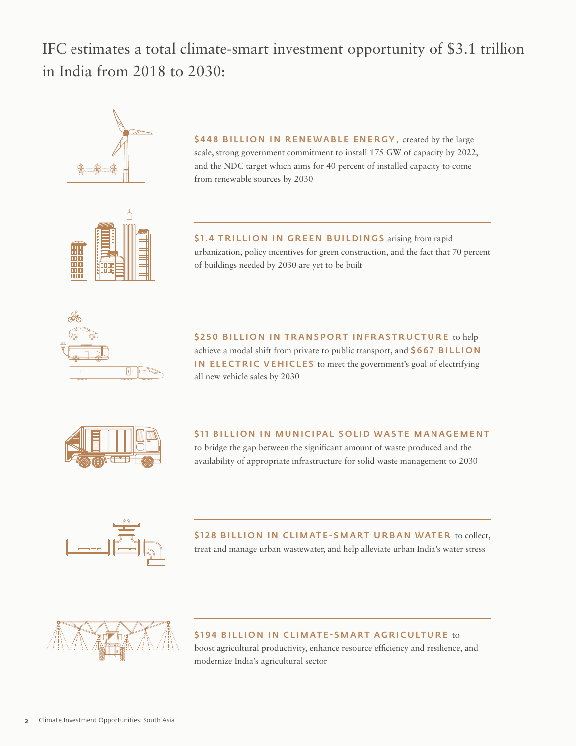# IFC estimates a total climate-smart investment opportunity of $3.1 trillion in India from 2018 to 2030:

**$448 BILLION IN RENEWABLE ENERGY,** created by the large scale, strong government commitment to install 175 GW of capacity by 2022, and the NDC target which aims for 40 percent of installed capacity to come from renewable sources by 2030

**$1.4 TRILLION IN GREEN BUILDINGS** arising from rapid urbanization, policy incentives for green construction, and the fact that 70 percent of buildings needed by 2030 are yet to be built

**$250 BILLION IN TRANSPORT INFRASTRUCTURE** to help achieve a modal shift from private to public transport, and **$667 BILLION IN ELECTRIC VEHICLES** to meet the government's goal of electrifying all new vehicle sales by 2030

**$11 BILLION IN MUNICIPAL SOLID WASTE MANAGEMENT** to bridge the gap between the significant amount of waste produced and the availability of appropriate infrastructure for solid waste management to 2030

**$128 BILLION IN CLIMATE-SMART URBAN WATER** to collect, treat and manage urban wastewater, and help alleviate urban India's water stress

**$194 BILLION IN CLIMATE-SMART AGRICULTURE** to boost agricultural productivity, enhance resource efficiency and resilience, and modernize India's agricultural sector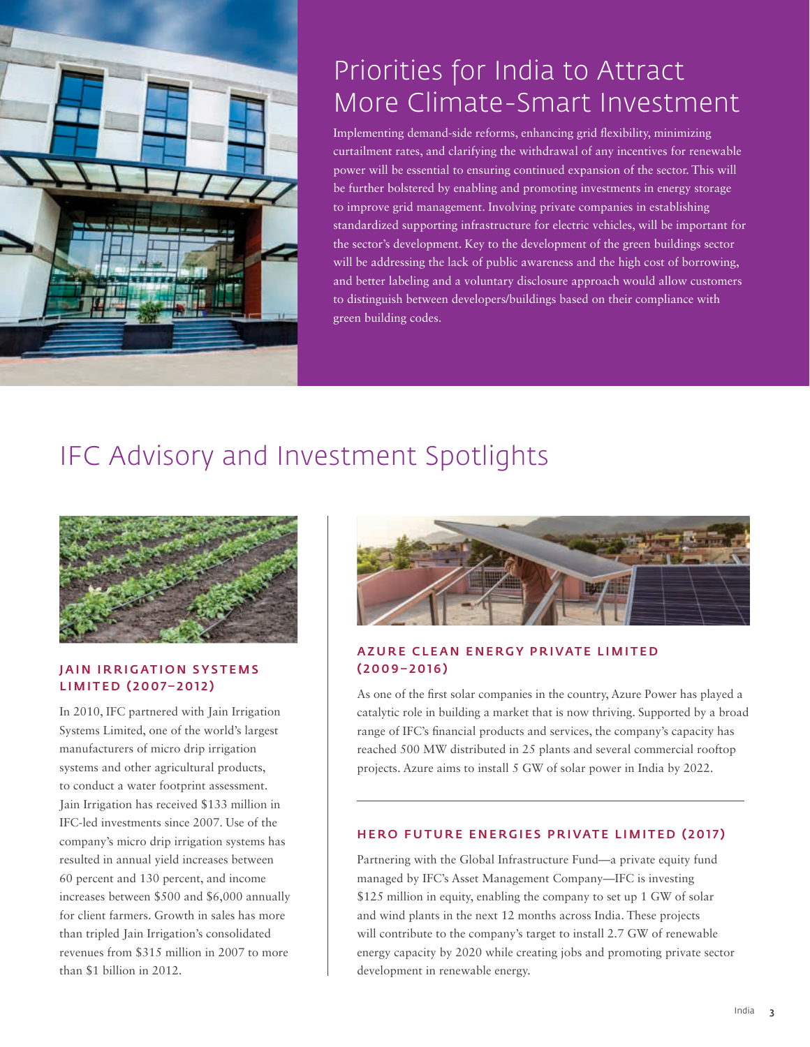## Priorities for India to Attract More Climate-Smart Investment

Implementing demand-side reforms, enhancing grid flexibility, minimizing curtailment rates, and clarifying the withdrawal of any incentives for renewable power will be essential to ensuring continued expansion of the sector. This will be further bolstered by enabling and promoting investments in energy storage to improve grid management. Involving private companies in establishing standardized supporting infrastructure for electric vehicles, will be important for the sector's development. Key to the development of the green buildings sector will be addressing the lack of public awareness and the high cost of borrowing, and better labeling and a voluntary disclosure approach would allow customers to distinguish between developers/buildings based on their compliance with green building codes.

## IFC Advisory and Investment Spotlights

### JAIN IRRIGATION SYSTEMS LIMITED (2007–2012)

In 2010, IFC partnered with Jain Irrigation Systems Limited, one of the world's largest manufacturers of micro drip irrigation systems and other agricultural products, to conduct a water footprint assessment. Jain Irrigation has received $133 million in IFC-led investments since 2007. Use of the company's micro drip irrigation systems has resulted in annual yield increases between 60 percent and 130 percent, and income increases between $500 and $6,000 annually for client farmers. Growth in sales has more than tripled Jain Irrigation's consolidated revenues from $315 million in 2007 to more than $1 billion in 2012.

### AZURE CLEAN ENERGY PRIVATE LIMITED (2009–2016)

As one of the first solar companies in the country, Azure Power has played a catalytic role in building a market that is now thriving. Supported by a broad range of IFC's financial products and services, the company's capacity has reached 500 MW distributed in 25 plants and several commercial rooftop projects. Azure aims to install 5 GW of solar power in India by 2022.

### HERO FUTURE ENERGIES PRIVATE LIMITED (2017)

Partnering with the Global Infrastructure Fund—a private equity fund managed by IFC's Asset Management Company—IFC is investing $125 million in equity, enabling the company to set up 1 GW of solar and wind plants in the next 12 months across India. These projects will contribute to the company's target to install 2.7 GW of renewable energy capacity by 2020 while creating jobs and promoting private sector development in renewable energy.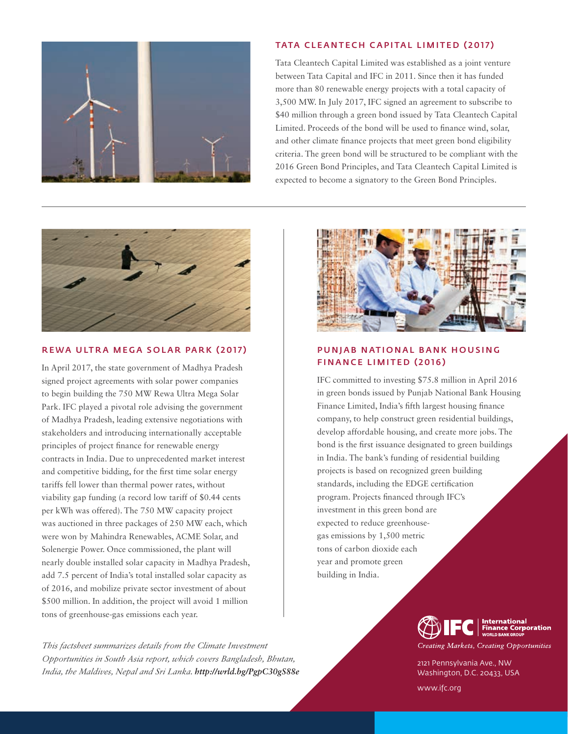## TATA CLEANTECH CAPITAL LIMITED (2017)

Tata Cleantech Capital Limited was established as a joint venture between Tata Capital and IFC in 2011. Since then it has funded more than 80 renewable energy projects with a total capacity of 3,500 MW. In July 2017, IFC signed an agreement to subscribe to $40 million through a green bond issued by Tata Cleantech Capital Limited. Proceeds of the bond will be used to finance wind, solar, and other climate finance projects that meet green bond eligibility criteria. The green bond will be structured to be compliant with the 2016 Green Bond Principles, and Tata Cleantech Capital Limited is expected to become a signatory to the Green Bond Principles.

## REWA ULTRA MEGA SOLAR PARK (2017)

In April 2017, the state government of Madhya Pradesh signed project agreements with solar power companies to begin building the 750 MW Rewa Ultra Mega Solar Park. IFC played a pivotal role advising the government of Madhya Pradesh, leading extensive negotiations with stakeholders and introducing internationally acceptable principles of project finance for renewable energy contracts in India. Due to unprecedented market interest and competitive bidding, for the first time solar energy tariffs fell lower than thermal power rates, without viability gap funding (a record low tariff of $0.44 cents per kWh was offered). The 750 MW capacity project was auctioned in three packages of 250 MW each, which were won by Mahindra Renewables, ACME Solar, and Solenergie Power. Once commissioned, the plant will nearly double installed solar capacity in Madhya Pradesh, add 7.5 percent of India's total installed solar capacity as of 2016, and mobilize private sector investment of about $500 million. In addition, the project will avoid 1 million tons of greenhouse-gas emissions each year.

## PUNJAB NATIONAL BANK HOUSING FINANCE LIMITED (2016)

IFC committed to investing $75.8 million in April 2016 in green bonds issued by Punjab National Bank Housing Finance Limited, India's fifth largest housing finance company, to help construct green residential buildings, develop affordable housing, and create more jobs. The bond is the first issuance designated to green buildings in India. The bank's funding of residential building projects is based on recognized green building standards, including the EDGE certification program. Projects financed through IFC's investment in this green bond are expected to reduce greenhouse-gas emissions by 1,500 metric tons of carbon dioxide each year and promote green building in India.

*This factsheet summarizes details from the Climate Investment Opportunities in South Asia report, which covers Bangladesh, Bhutan, India, the Maldives, Nepal and Sri Lanka.* ***http://wrld.bg/PgpC30gS88e***

IFC | International Finance Corporation
WORLD BANK GROUP

*Creating Markets, Creating Opportunities*

2121 Pennsylvania Ave., NW
Washington, D.C. 20433, USA

www.ifc.org